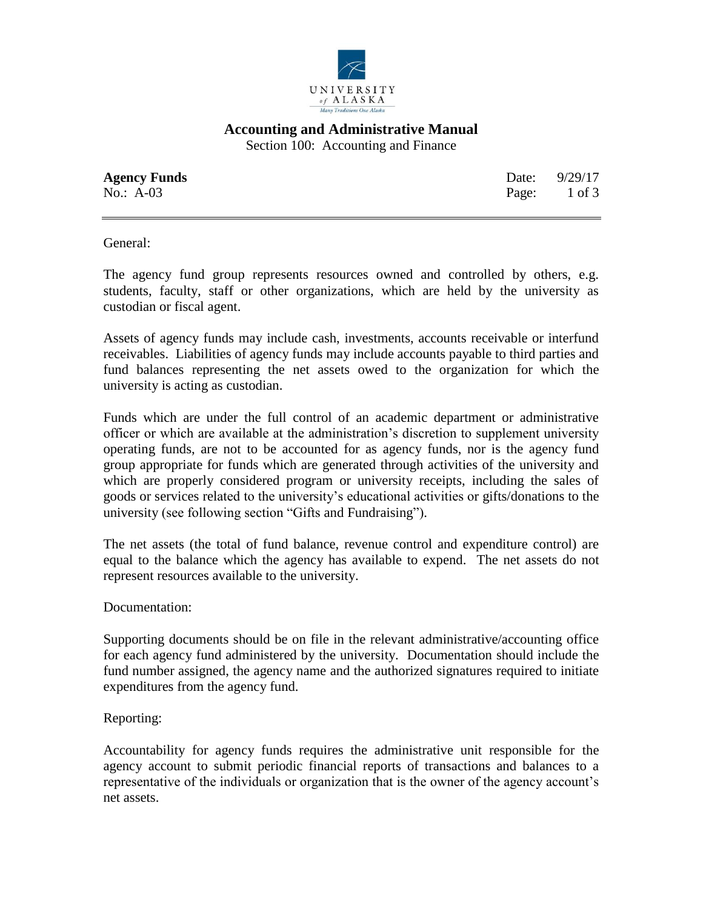UNIVERSITY of ALASKA

Many Traditions One Alaska

# Accounting and Administrative Manual

Section 100: Accounting and Finance

**Agency Funds**
No.: A-03

Date: 9/29/17

General:

The agency fund group represents resources owned and controlled by others, e.g. students, faculty, staff or other organizations, which are held by the university as custodian or fiscal agent.

Assets of agency funds may include cash, investments, accounts receivable or interfund receivables. Liabilities of agency funds may include accounts payable to third parties and fund balances representing the net assets owed to the organization for which the university is acting as custodian.

Funds which are under the full control of an academic department or administrative officer or which are available at the administration's discretion to supplement university operating funds, are not to be accounted for as agency funds, nor is the agency fund group appropriate for funds which are generated through activities of the university and which are properly considered program or university receipts, including the sales of goods or services related to the university's educational activities or gifts/donations to the university (see following section "Gifts and Fundraising").

The net assets (the total of fund balance, revenue control and expenditure control) are equal to the balance which the agency has available to expend. The net assets do not represent resources available to the university.

Documentation:

Supporting documents should be on file in the relevant administrative/accounting office for each agency fund administered by the university. Documentation should include the fund number assigned, the agency name and the authorized signatures required to initiate expenditures from the agency fund.

Reporting:

Accountability for agency funds requires the administrative unit responsible for the agency account to submit periodic financial reports of transactions and balances to a representative of the individuals or organization that is the owner of the agency account's net assets.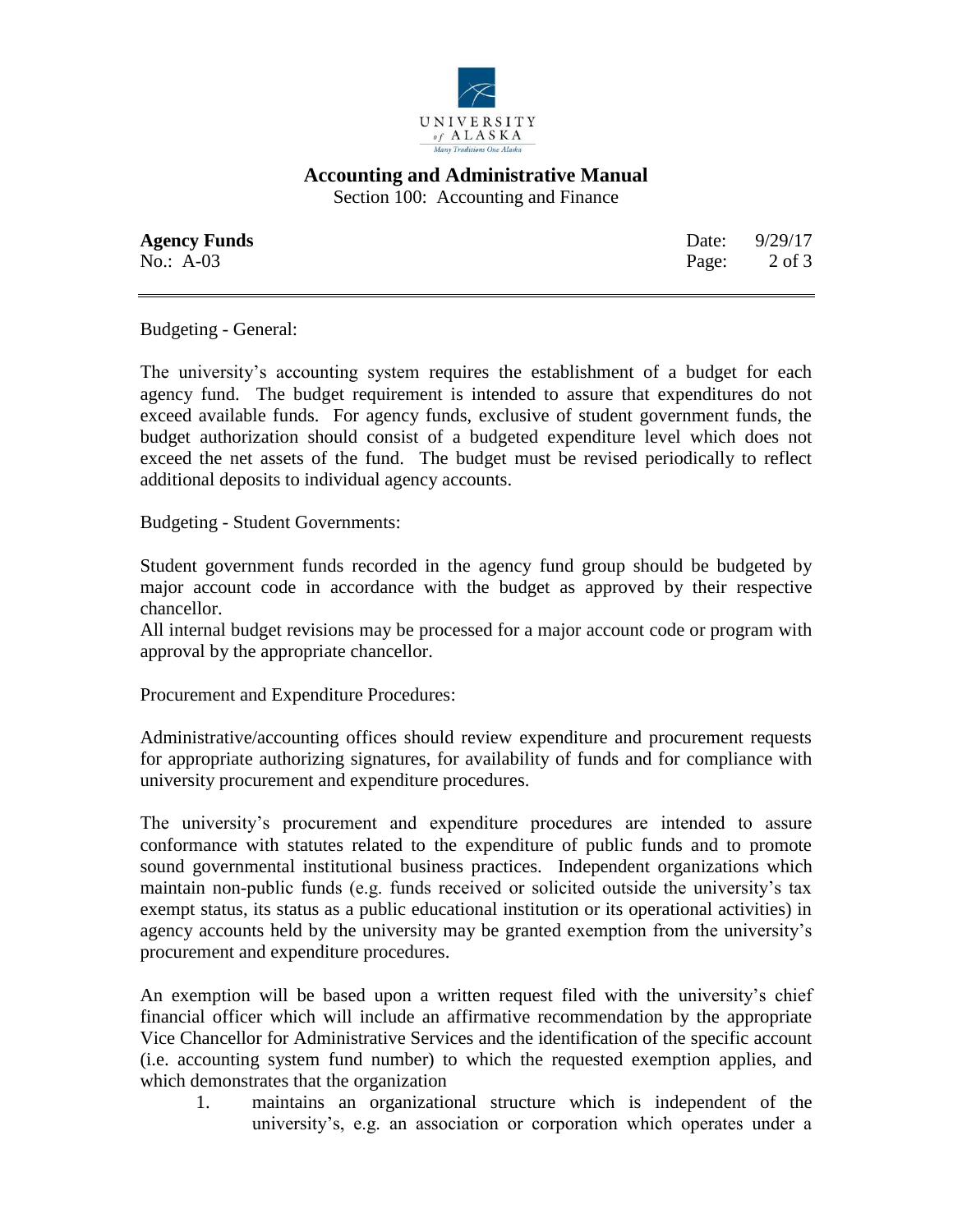Budgeting - General:

The university's accounting system requires the establishment of a budget for each agency fund. The budget requirement is intended to assure that expenditures do not exceed available funds. For agency funds, exclusive of student government funds, the budget authorization should consist of a budgeted expenditure level which does not exceed the net assets of the fund. The budget must be revised periodically to reflect additional deposits to individual agency accounts.

Budgeting - Student Governments:

Student government funds recorded in the agency fund group should be budgeted by major account code in accordance with the budget as approved by their respective chancellor.

All internal budget revisions may be processed for a major account code or program with approval by the appropriate chancellor.

Procurement and Expenditure Procedures:

Administrative/accounting offices should review expenditure and procurement requests for appropriate authorizing signatures, for availability of funds and for compliance with university procurement and expenditure procedures.

The university's procurement and expenditure procedures are intended to assure conformance with statutes related to the expenditure of public funds and to promote sound governmental institutional business practices. Independent organizations which maintain non-public funds (e.g. funds received or solicited outside the university's tax exempt status, its status as a public educational institution or its operational activities) in agency accounts held by the university may be granted exemption from the university's procurement and expenditure procedures.

An exemption will be based upon a written request filed with the university's chief financial officer which will include an affirmative recommendation by the appropriate Vice Chancellor for Administrative Services and the identification of the specific account (i.e. accounting system fund number) to which the requested exemption applies, and which demonstrates that the organization

1. maintains an organizational structure which is independent of the university's, e.g. an association or corporation which operates under a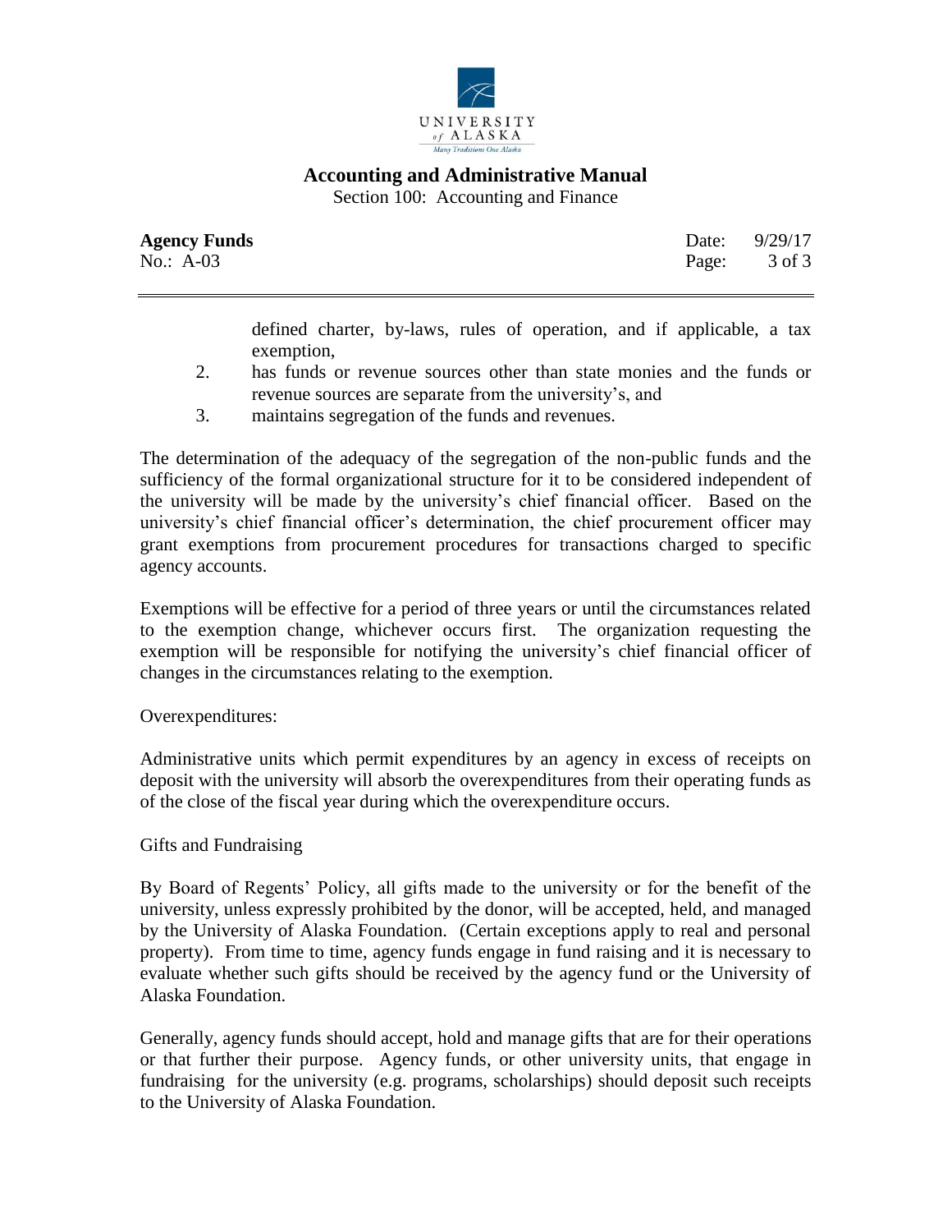defined charter, by-laws, rules of operation, and if applicable, a tax exemption,

2. has funds or revenue sources other than state monies and the funds or revenue sources are separate from the university's, and
3. maintains segregation of the funds and revenues.

The determination of the adequacy of the segregation of the non-public funds and the sufficiency of the formal organizational structure for it to be considered independent of the university will be made by the university's chief financial officer. Based on the university's chief financial officer's determination, the chief procurement officer may grant exemptions from procurement procedures for transactions charged to specific agency accounts.

Exemptions will be effective for a period of three years or until the circumstances related to the exemption change, whichever occurs first. The organization requesting the exemption will be responsible for notifying the university's chief financial officer of changes in the circumstances relating to the exemption.

Overexpenditures:

Administrative units which permit expenditures by an agency in excess of receipts on deposit with the university will absorb the overexpenditures from their operating funds as of the close of the fiscal year during which the overexpenditure occurs.

Gifts and Fundraising

By Board of Regents' Policy, all gifts made to the university or for the benefit of the university, unless expressly prohibited by the donor, will be accepted, held, and managed by the University of Alaska Foundation. (Certain exceptions apply to real and personal property). From time to time, agency funds engage in fund raising and it is necessary to evaluate whether such gifts should be received by the agency fund or the University of Alaska Foundation.

Generally, agency funds should accept, hold and manage gifts that are for their operations or that further their purpose. Agency funds, or other university units, that engage in fundraising for the university (e.g. programs, scholarships) should deposit such receipts to the University of Alaska Foundation.